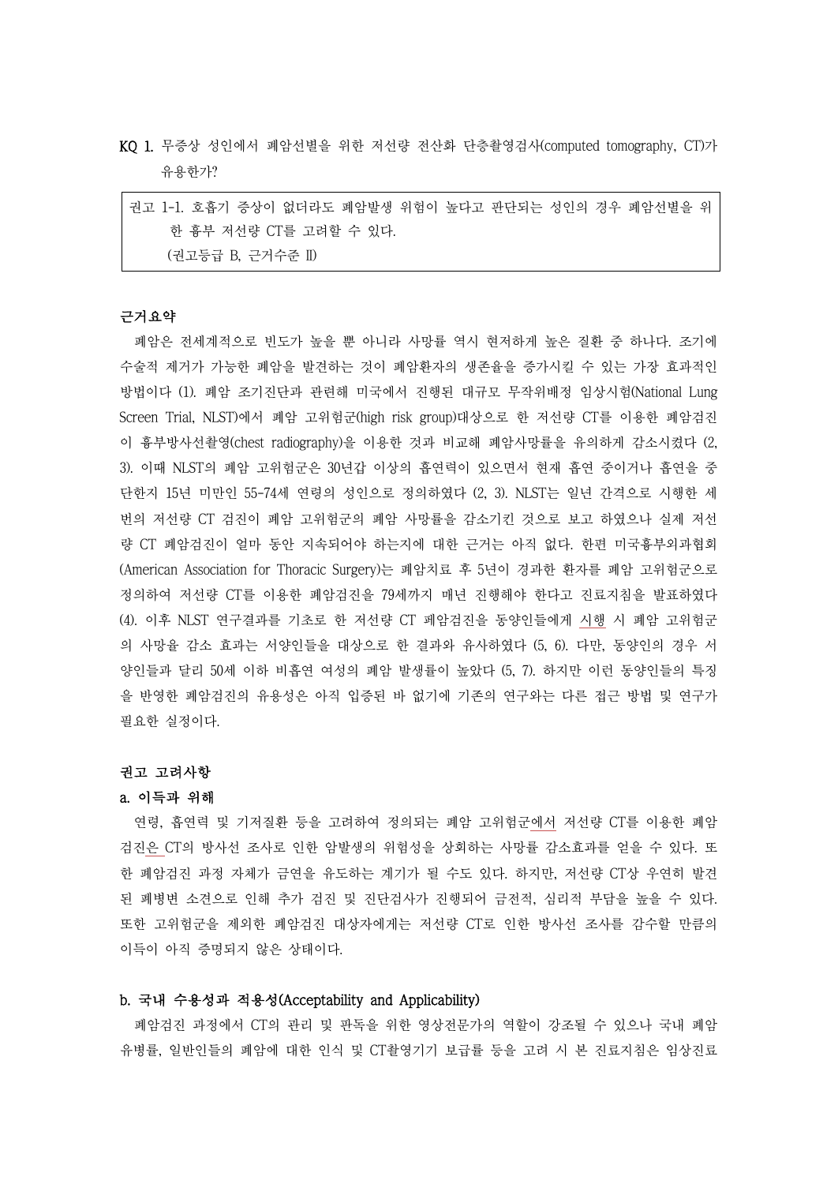**KQ 1.** 무증상 성인에서 폐암선별을 위한 저선량 전산화 단층촬영검사(computed tomography, CT)가 유용한가?

> 권고 1-1. 호흡기 증상이 없더라도 폐암발생 위험이 높다고 판단되는 성인의 경우 폐암선별을 위한 흉부 저선량 CT를 고려할 수 있다.
> (권고등급 B, 근거수준 Ⅱ)

**근거요약**

폐암은 전세계적으로 빈도가 높을 뿐 아니라 사망률 역시 현저하게 높은 질환 중 하나다. 조기에 수술적 제거가 가능한 폐암을 발견하는 것이 폐암환자의 생존율을 증가시킬 수 있는 가장 효과적인 방법이다 (1). 폐암 조기진단과 관련해 미국에서 진행된 대규모 무작위배정 임상시험(National Lung Screen Trial, NLST)에서 폐암 고위험군(high risk group)대상으로 한 저선량 CT를 이용한 폐암검진이 흉부방사선촬영(chest radiography)을 이용한 것과 비교해 폐암사망률을 유의하게 감소시켰다 (2, 3). 이때 NLST의 폐암 고위험군은 30년갑 이상의 흡연력이 있으면서 현재 흡연 중이거나 흡연을 중단한지 15년 미만인 55-74세 연령의 성인으로 정의하였다 (2, 3). NLST는 일년 간격으로 시행한 세 번의 저선량 CT 검진이 폐암 고위험군의 폐암 사망률을 감소시킨 것으로 보고 하였으나 실제 저선량 CT 폐암검진이 얼마 동안 지속되어야 하는지에 대한 근거는 아직 없다. 한편 미국흉부외과협회(American Association for Thoracic Surgery)는 폐암치료 후 5년이 경과한 환자를 폐암 고위험군으로 정의하여 저선량 CT를 이용한 폐암검진을 79세까지 매년 진행해야 한다고 진료지침을 발표하였다 (4). 이후 NLST 연구결과를 기초로 한 저선량 CT 폐암검진을 동양인들에게 시행 시 폐암 고위험군의 사망율 감소 효과는 서양인들을 대상으로 한 결과와 유사하였다 (5, 6). 다만, 동양인의 경우 서양인들과 달리 50세 이하 비흡연 여성의 폐암 발생률이 높았다 (5, 7). 하지만 이런 동양인들의 특징을 반영한 폐암검진의 유용성은 아직 입증된 바 없기에 기존의 연구와는 다른 접근 방법 및 연구가 필요한 실정이다.

**권고 고려사항**

**a. 이득과 위해**

연령, 흡연력 및 기저질환 등을 고려하여 정의되는 폐암 고위험군에서 저선량 CT를 이용한 폐암검진은 CT의 방사선 조사로 인한 암발생의 위험성을 상회하는 사망률 감소효과를 얻을 수 있다. 또한 폐암검진 과정 자체가 금연을 유도하는 계기가 될 수도 있다. 하지만, 저선량 CT상 우연히 발견된 폐병변 소견으로 인해 추가 검진 및 진단검사가 진행되어 금전적, 심리적 부담을 높을 수 있다. 또한 고위험군을 제외한 폐암검진 대상자에게는 저선량 CT로 인한 방사선 조사를 감수할 만큼의 이득이 아직 증명되지 않은 상태이다.

**b. 국내 수용성과 적용성(Acceptability and Applicability)**

폐암검진 과정에서 CT의 관리 및 판독을 위한 영상전문가의 역할이 강조될 수 있으나 국내 폐암 유병률, 일반인들의 폐암에 대한 인식 및 CT촬영기기 보급률 등을 고려 시 본 진료지침은 임상진료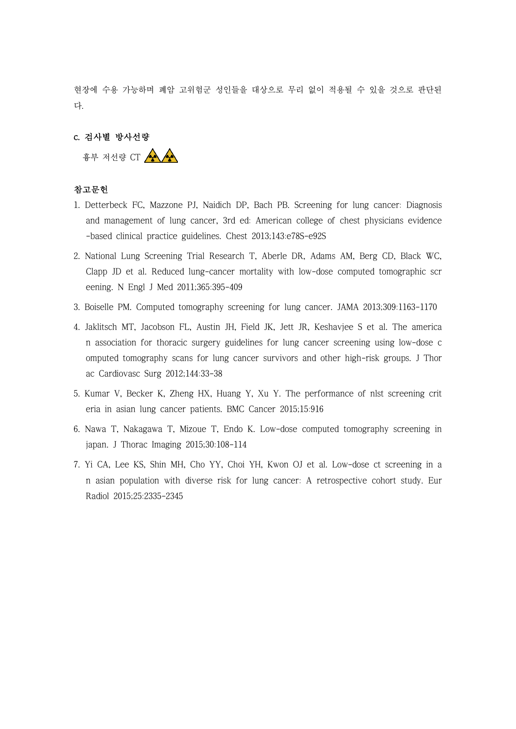현장에 수용 가능하며 폐암 고위험군 성인들을 대상으로 무리 없이 적용될 수 있을 것으로 판단된다.

### c. 검사별 방사선량

흉부 저선량 CT

### 참고문헌

1. Detterbeck FC, Mazzone PJ, Naidich DP, Bach PB. Screening for lung cancer: Diagnosis and management of lung cancer, 3rd ed: American college of chest physicians evidence-based clinical practice guidelines. Chest 2013;143:e78S-e92S
2. National Lung Screening Trial Research T, Aberle DR, Adams AM, Berg CD, Black WC, Clapp JD et al. Reduced lung-cancer mortality with low-dose computed tomographic screening. N Engl J Med 2011;365:395-409
3. Boiselle PM. Computed tomography screening for lung cancer. JAMA 2013;309:1163-1170
4. Jaklitsch MT, Jacobson FL, Austin JH, Field JK, Jett JR, Keshavjee S et al. The american association for thoracic surgery guidelines for lung cancer screening using low-dose computed tomography scans for lung cancer survivors and other high-risk groups. J Thorac Cardiovasc Surg 2012;144:33-38
5. Kumar V, Becker K, Zheng HX, Huang Y, Xu Y. The performance of nlst screening criteria in asian lung cancer patients. BMC Cancer 2015;15:916
6. Nawa T, Nakagawa T, Mizoue T, Endo K. Low-dose computed tomography screening in japan. J Thorac Imaging 2015;30:108-114
7. Yi CA, Lee KS, Shin MH, Cho YY, Choi YH, Kwon OJ et al. Low-dose ct screening in an asian population with diverse risk for lung cancer: A retrospective cohort study. Eur Radiol 2015;25:2335-2345